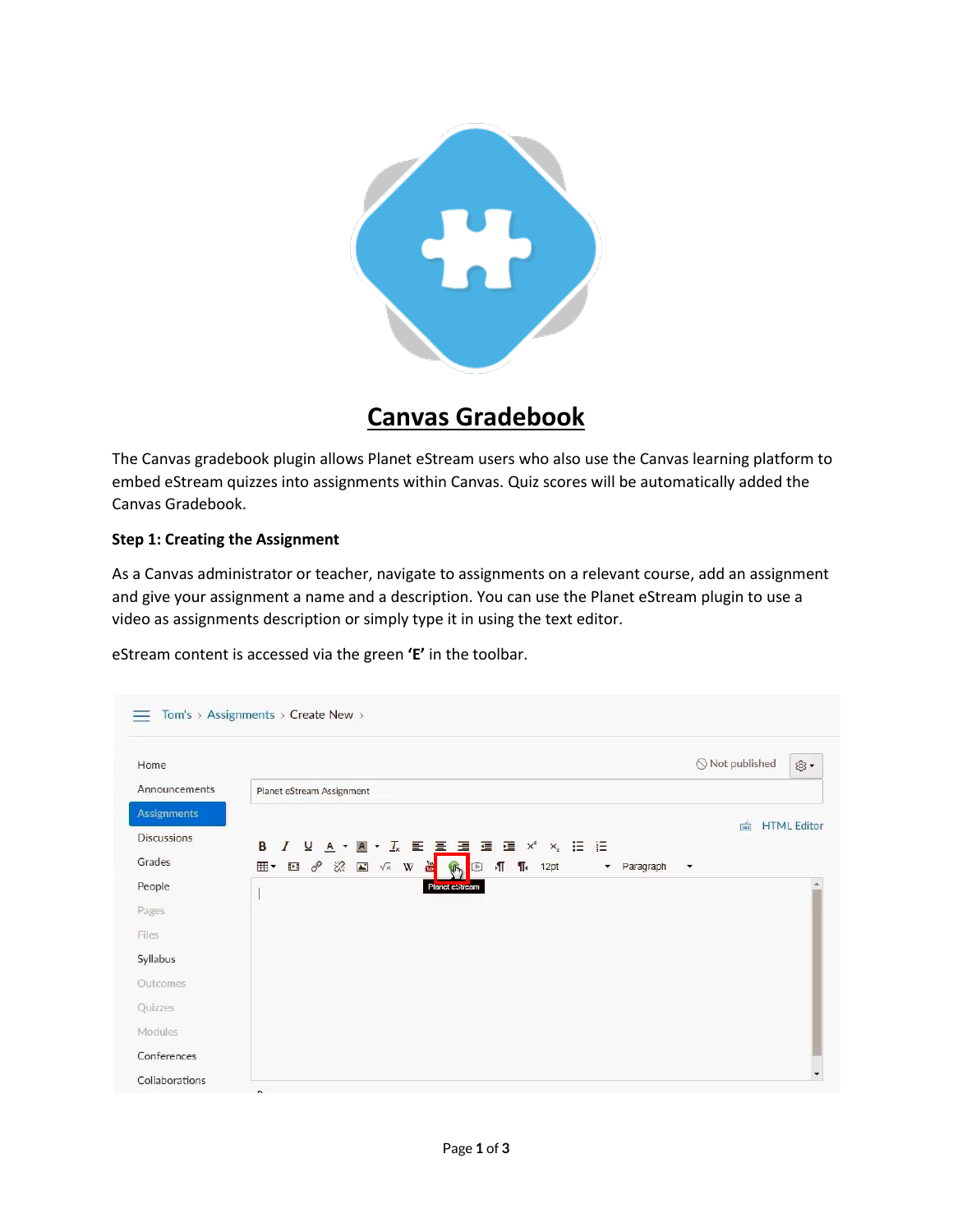# Canvas Gradebook

The Canvas gradebook plugin allows Planet eStream users who also use the Canvas learning platform to embed eStream quizzes into assignments within Canvas. Quiz scores will be automatically added the Canvas Gradebook.

**Step 1: Creating the Assignment**

As a Canvas administrator or teacher, navigate to assignments on a relevant course, add an assignment and give your assignment a name and a description. You can use the Planet eStream plugin to use a video as assignments description or simply type it in using the text editor.

eStream content is accessed via the green **'E'** in the toolbar.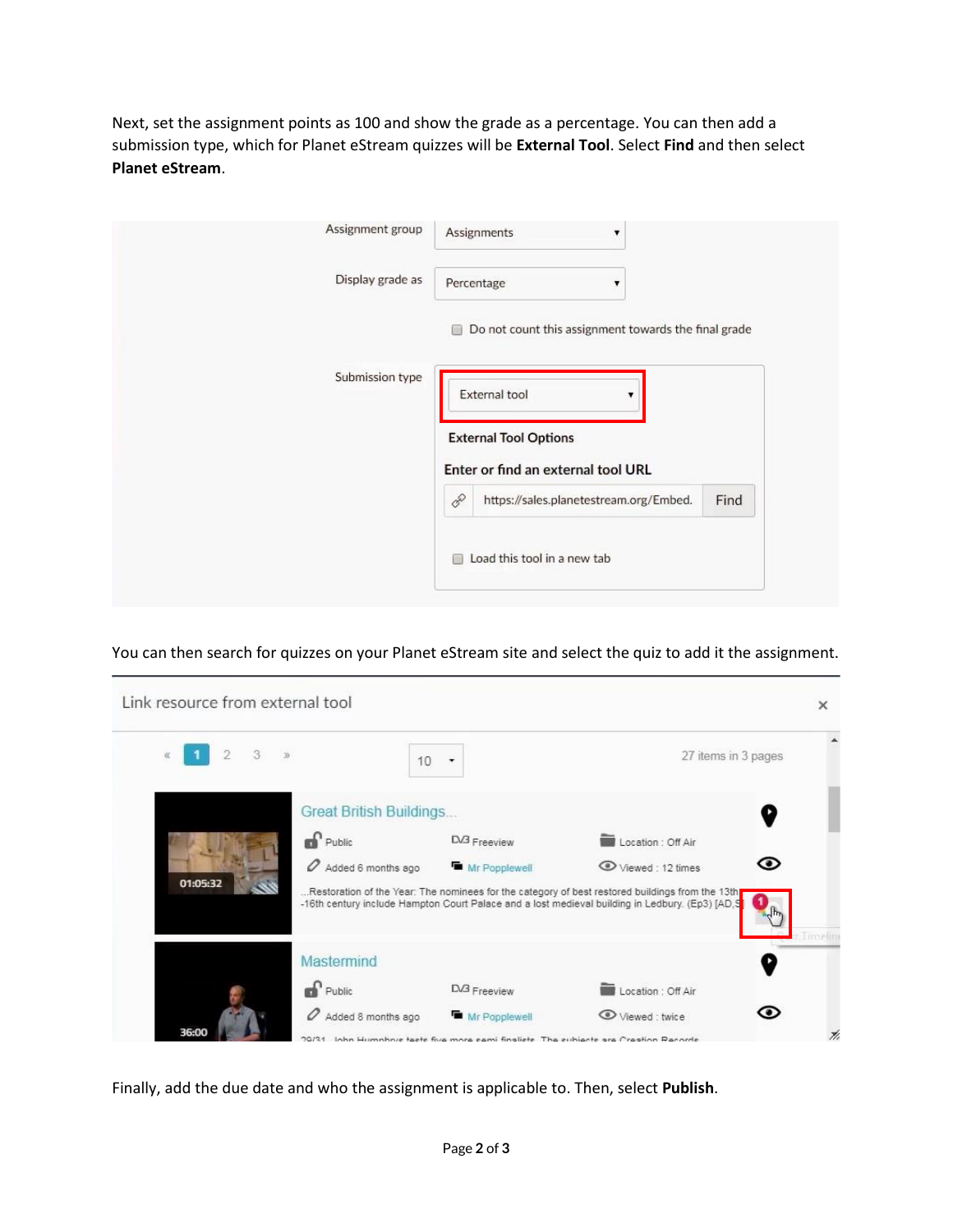Next, set the assignment points as 100 and show the grade as a percentage. You can then add a submission type, which for Planet eStream quizzes will be **External Tool**. Select **Find** and then select **Planet eStream**.

You can then search for quizzes on your Planet eStream site and select the quiz to add it the assignment.

Finally, add the due date and who the assignment is applicable to. Then, select **Publish**.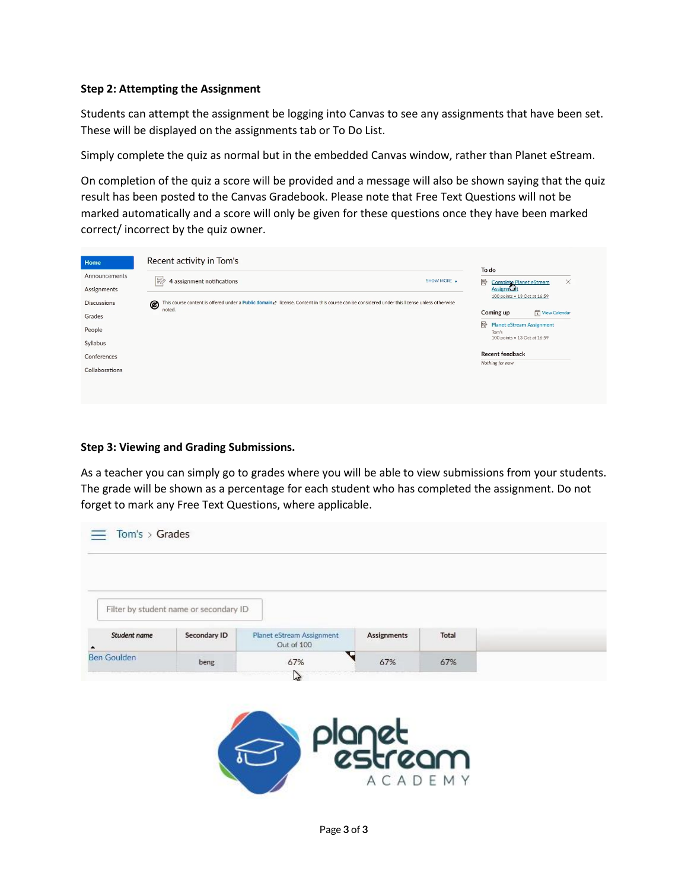**Step 2: Attempting the Assignment**

Students can attempt the assignment be logging into Canvas to see any assignments that have been set. These will be displayed on the assignments tab or To Do List.

Simply complete the quiz as normal but in the embedded Canvas window, rather than Planet eStream.

On completion of the quiz a score will be provided and a message will also be shown saying that the quiz result has been posted to the Canvas Gradebook. Please note that Free Text Questions will not be marked automatically and a score will only be given for these questions once they have been marked correct/ incorrect by the quiz owner.

**Step 3: Viewing and Grading Submissions.**

As a teacher you can simply go to grades where you will be able to view submissions from your students. The grade will be shown as a percentage for each student who has completed the assignment. Do not forget to mark any Free Text Questions, where applicable.